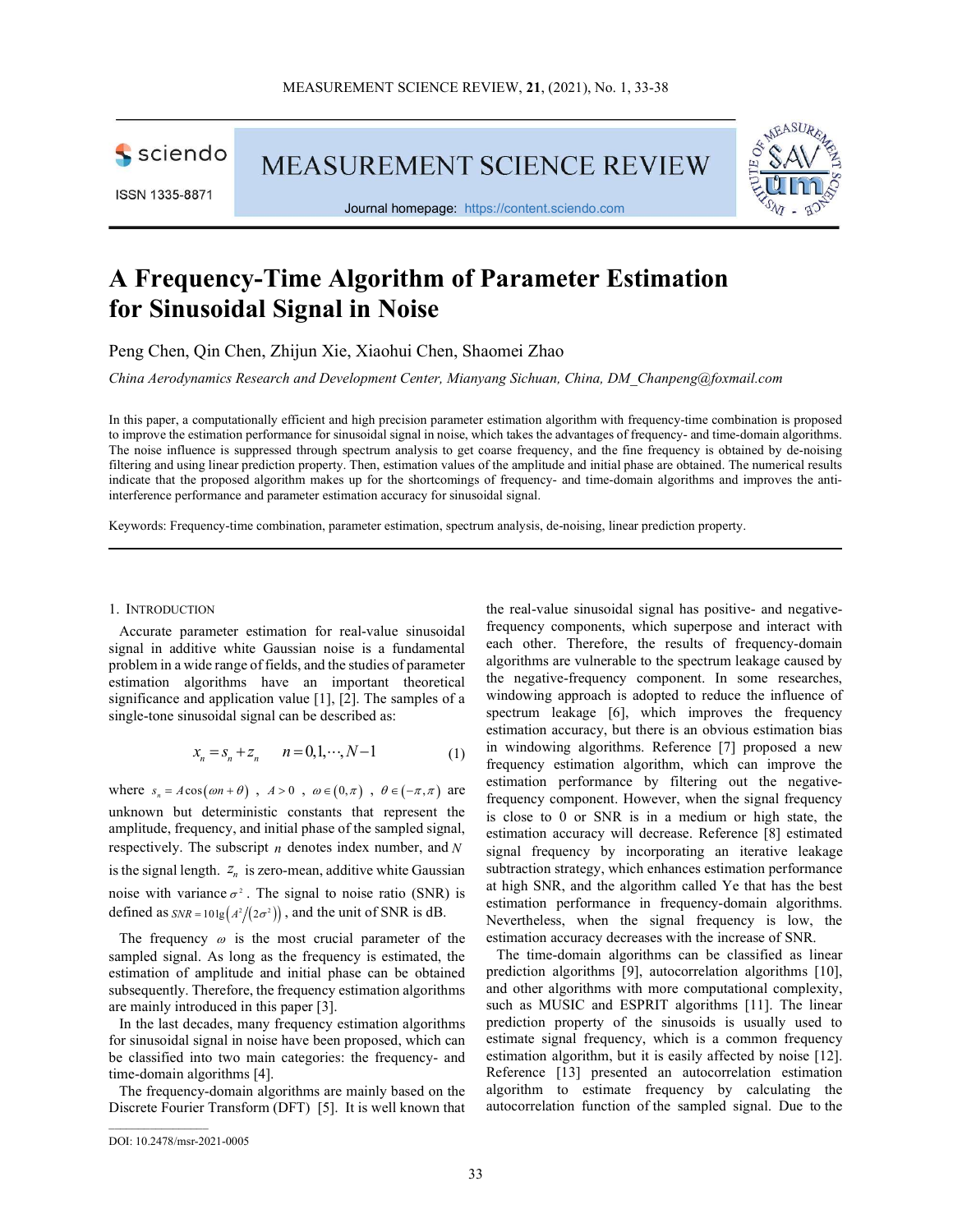# A Frequency-Time Algorithm of Parameter Estimation for Sinusoidal Signal in Noise

Peng Chen, Qin Chen, Zhijun Xie, Xiaohui Chen, Shaomei Zhao

*China Aerodynamics Research and Development Center, Mianyang Sichuan, China, DM_Chanpeng@foxmail.com*

In this paper, a computationally efficient and high precision parameter estimation algorithm with frequency-time combination is proposed to improve the estimation performance for sinusoidal signal in noise, which takes the advantages of frequency- and time-domain algorithms. The noise influence is suppressed through spectrum analysis to get coarse frequency, and the fine frequency is obtained by de-noising filtering and using linear prediction property. Then, estimation values of the amplitude and initial phase are obtained. The numerical results indicate that the proposed algorithm makes up for the shortcomings of frequency- and time-domain algorithms and improves the anti-interference performance and parameter estimation accuracy for sinusoidal signal.

Keywords: Frequency-time combination, parameter estimation, spectrum analysis, de-noising, linear prediction property.

## 1. Introduction

Accurate parameter estimation for real-value sinusoidal signal in additive white Gaussian noise is a fundamental problem in a wide range of fields, and the studies of parameter estimation algorithms have an important theoretical significance and application value [1], [2]. The samples of a single-tone sinusoidal signal can be described as:

$$x_n = s_n + z_n \qquad n = 0, 1, \cdots, N-1 \tag{1}$$

where $s_n = A\cos(\omega n + \theta)$, $A > 0$, $\omega \in (0, \pi)$, $\theta \in (-\pi, \pi)$ are unknown but deterministic constants that represent the amplitude, frequency, and initial phase of the sampled signal, respectively. The subscript $n$ denotes index number, and $N$ is the signal length. $z_n$ is zero-mean, additive white Gaussian noise with variance $\sigma^2$. The signal to noise ratio (SNR) is defined as $SNR = 10\lg\left(A^2/\left(2\sigma^2\right)\right)$, and the unit of SNR is dB.

The frequency $\omega$ is the most crucial parameter of the sampled signal. As long as the frequency is estimated, the estimation of amplitude and initial phase can be obtained subsequently. Therefore, the frequency estimation algorithms are mainly introduced in this paper [3].

In the last decades, many frequency estimation algorithms for sinusoidal signal in noise have been proposed, which can be classified into two main categories: the frequency- and time-domain algorithms [4].

The frequency-domain algorithms are mainly based on the Discrete Fourier Transform (DFT) [5]. It is well known that the real-value sinusoidal signal has positive- and negative-frequency components, which superpose and interact with each other. Therefore, the results of frequency-domain algorithms are vulnerable to the spectrum leakage caused by the negative-frequency component. In some researches, windowing approach is adopted to reduce the influence of spectrum leakage [6], which improves the frequency estimation accuracy, but there is an obvious estimation bias in windowing algorithms. Reference [7] proposed a new frequency estimation algorithm, which can improve the estimation performance by filtering out the negative-frequency component. However, when the signal frequency is close to 0 or SNR is in a medium or high state, the estimation accuracy will decrease. Reference [8] estimated signal frequency by incorporating an iterative leakage subtraction strategy, which enhances estimation performance at high SNR, and the algorithm called Ye that has the best estimation performance in frequency-domain algorithms. Nevertheless, when the signal frequency is low, the estimation accuracy decreases with the increase of SNR.

The time-domain algorithms can be classified as linear prediction algorithms [9], autocorrelation algorithms [10], and other algorithms with more computational complexity, such as MUSIC and ESPRIT algorithms [11]. The linear prediction property of the sinusoids is usually used to estimate signal frequency, which is a common frequency estimation algorithm, but it is easily affected by noise [12]. Reference [13] presented an autocorrelation estimation algorithm to estimate frequency by calculating the autocorrelation function of the sampled signal. Due to the

DOI: 10.2478/msr-2021-0005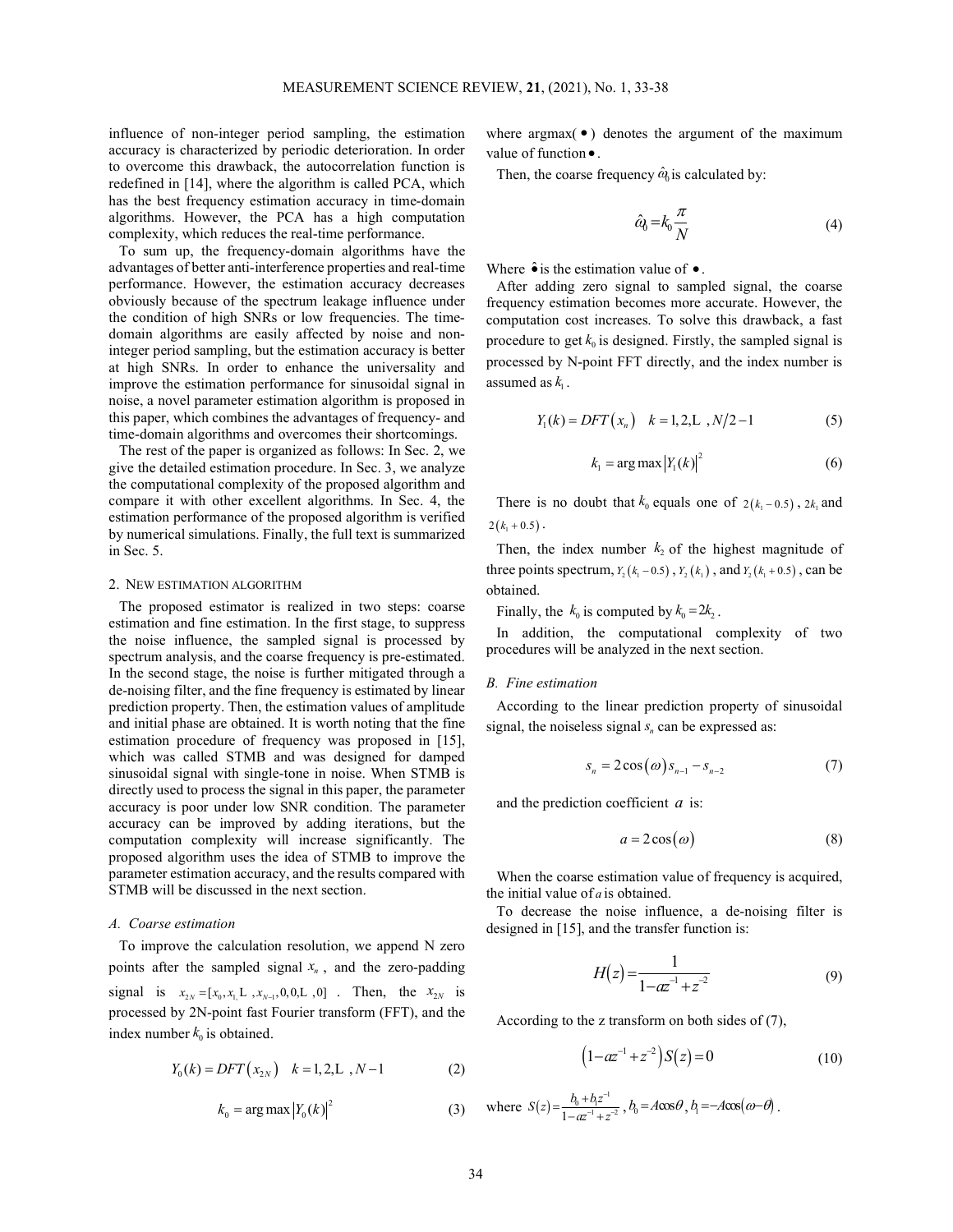influence of non-integer period sampling, the estimation accuracy is characterized by periodic deterioration. In order to overcome this drawback, the autocorrelation function is redefined in [14], where the algorithm is called PCA, which has the best frequency estimation accuracy in time-domain algorithms. However, the PCA has a high computation complexity, which reduces the real-time performance.

To sum up, the frequency-domain algorithms have the advantages of better anti-interference properties and real-time performance. However, the estimation accuracy decreases obviously because of the spectrum leakage influence under the condition of high SNRs or low frequencies. The time-domain algorithms are easily affected by noise and non-integer period sampling, but the estimation accuracy is better at high SNRs. In order to enhance the universality and improve the estimation performance for sinusoidal signal in noise, a novel parameter estimation algorithm is proposed in this paper, which combines the advantages of frequency- and time-domain algorithms and overcomes their shortcomings.

The rest of the paper is organized as follows: In Sec. 2, we give the detailed estimation procedure. In Sec. 3, we analyze the computational complexity of the proposed algorithm and compare it with other excellent algorithms. In Sec. 4, the estimation performance of the proposed algorithm is verified by numerical simulations. Finally, the full text is summarized in Sec. 5.

## 2. NEW ESTIMATION ALGORITHM

The proposed estimator is realized in two steps: coarse estimation and fine estimation. In the first stage, to suppress the noise influence, the sampled signal is processed by spectrum analysis, and the coarse frequency is pre-estimated. In the second stage, the noise is further mitigated through a de-noising filter, and the fine frequency is estimated by linear prediction property. Then, the estimation values of amplitude and initial phase are obtained. It is worth noting that the fine estimation procedure of frequency was proposed in [15], which was called STMB and was designed for damped sinusoidal signal with single-tone in noise. When STMB is directly used to process the signal in this paper, the parameter accuracy is poor under low SNR condition. The parameter accuracy can be improved by adding iterations, but the computation complexity will increase significantly. The proposed algorithm uses the idea of STMB to improve the parameter estimation accuracy, and the results compared with STMB will be discussed in the next section.

### *A. Coarse estimation*

To improve the calculation resolution, we append N zero points after the sampled signal $x_n$, and the zero-padding signal is $x_{2N}=[x_0, x_1, \ldots, x_{N-1}, 0, 0, \ldots, 0]$. Then, the $x_{2N}$ is processed by 2N-point fast Fourier transform (FFT), and the index number $k_0$ is obtained.

$$Y_0(k) = DFT\left(x_{2N}\right) \quad k = 1, 2, \ldots, N-1 \tag{2}$$

$$k_0 = \arg\max\left|Y_0(k)\right|^2 \tag{3}$$

where argmax($\bullet$) denotes the argument of the maximum value of function $\bullet$.

Then, the coarse frequency $\hat{\omega}_0$ is calculated by:

$$\hat{\omega}_0 = k_0 \frac{\pi}{N} \tag{4}$$

Where $\hat{\bullet}$ is the estimation value of $\bullet$.

After adding zero signal to sampled signal, the coarse frequency estimation becomes more accurate. However, the computation cost increases. To solve this drawback, a fast procedure to get $k_0$ is designed. Firstly, the sampled signal is processed by N-point FFT directly, and the index number is assumed as $k_1$.

$$Y_1(k) = DFT\left(x_n\right) \quad k = 1, 2, \ldots, N/2-1 \tag{5}$$

$$k_1 = \arg\max\left|Y_1(k)\right|^2 \tag{6}$$

There is no doubt that $k_0$ equals one of $2(k_1 - 0.5)$, $2k_1$ and $2(k_1 + 0.5)$.

Then, the index number $k_2$ of the highest magnitude of three points spectrum, $Y_2(k_1 - 0.5)$, $Y_2(k_1)$, and $Y_2(k_1 + 0.5)$, can be obtained.

Finally, the $k_0$ is computed by $k_0 = 2k_2$.

In addition, the computational complexity of two procedures will be analyzed in the next section.

### *B. Fine estimation*

According to the linear prediction property of sinusoidal signal, the noiseless signal $s_n$ can be expressed as:

$$s_n = 2\cos\left(\omega\right)s_{n-1} - s_{n-2} \tag{7}$$

and the prediction coefficient $a$ is:

$$a = 2\cos\left(\omega\right) \tag{8}$$

When the coarse estimation value of frequency is acquired, the initial value of $a$ is obtained.

To decrease the noise influence, a de-noising filter is designed in [15], and the transfer function is:

$$H(z) = \frac{1}{1 - az^{-1} + z^{-2}} \tag{9}$$

According to the z transform on both sides of (7),

$$\left(1 - az^{-1} + z^{-2}\right)S(z) = 0 \tag{10}$$

where $S(z) = \frac{b_0 + b_1 z^{-1}}{1 - az^{-1} + z^{-2}}$, $b_0 = A\cos\theta$, $b_1 = -A\cos(\omega - \theta)$.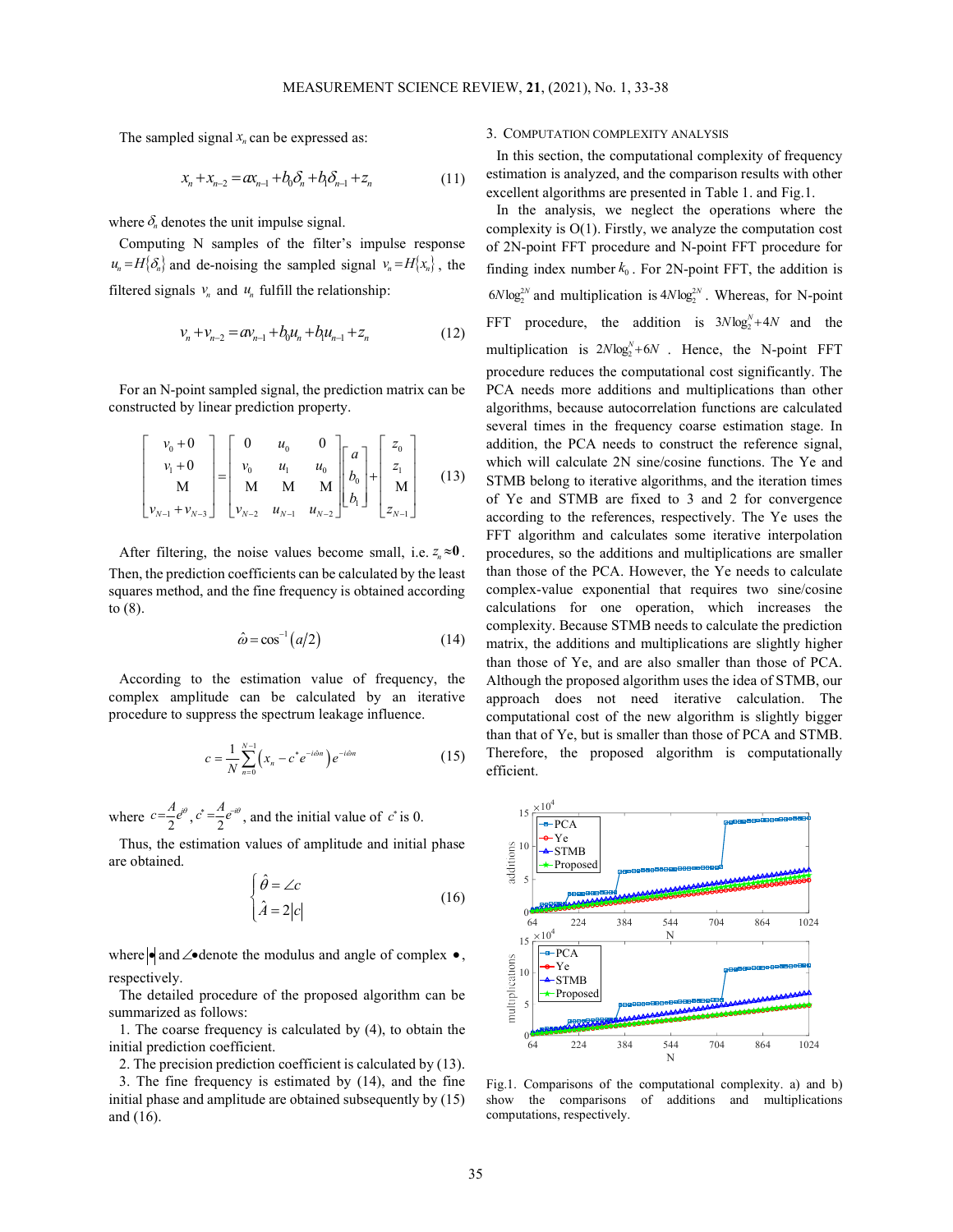The sampled signal $x_n$ can be expressed as:

$$x_n + x_{n-2} = a x_{n-1} + b_0 \delta_n + b_1 \delta_{n-1} + z_n \tag{11}$$

where $\delta_n$ denotes the unit impulse signal.

Computing N samples of the filter's impulse response $u_n = H\{\delta_n\}$ and de-noising the sampled signal $v_n = H\{x_n\}$, the filtered signals $v_n$ and $u_n$ fulfill the relationship:

$$v_n + v_{n-2} = a v_{n-1} + b_0 u_n + b_1 u_{n-1} + z_n \tag{12}$$

For an N-point sampled signal, the prediction matrix can be constructed by linear prediction property.

$$\begin{bmatrix} v_0 + 0 \\ v_1 + 0 \\ \vdots \\ v_{N-1} + v_{N-3} \end{bmatrix} = \begin{bmatrix} 0 & u_0 & 0 \\ v_0 & u_1 & u_0 \\ \vdots & \vdots & \vdots \\ v_{N-2} & u_{N-1} & u_{N-2} \end{bmatrix} \begin{bmatrix} a \\ b_0 \\ b_1 \end{bmatrix} + \begin{bmatrix} z_0 \\ z_1 \\ \vdots \\ z_{N-1} \end{bmatrix} \tag{13}$$

After filtering, the noise values become small, i.e. $z_n \approx \mathbf{0}$. Then, the prediction coefficients can be calculated by the least squares method, and the fine frequency is obtained according to (8).

$$\hat{\omega} = \cos^{-1}(a/2) \tag{14}$$

According to the estimation value of frequency, the complex amplitude can be calculated by an iterative procedure to suppress the spectrum leakage influence.

$$c = \frac{1}{N}\sum_{n=0}^{N-1}\left(x_n - c^* e^{-i\hat{\omega}n}\right)e^{-i\hat{\omega}n} \tag{15}$$

where $c = \frac{A}{2}e^{i\theta}, c^* = \frac{A}{2}e^{-i\theta}$, and the initial value of $c^*$ is 0.

Thus, the estimation values of amplitude and initial phase are obtained.

$$\begin{cases} \hat{\theta} = \angle c \\ \hat{A} = 2|c| \end{cases} \tag{16}$$

where $|\bullet|$ and $\angle\bullet$ denote the modulus and angle of complex $\bullet$, respectively.

The detailed procedure of the proposed algorithm can be summarized as follows:

1. The coarse frequency is calculated by (4), to obtain the initial prediction coefficient.
2. The precision prediction coefficient is calculated by (13).
3. The fine frequency is estimated by (14), and the fine initial phase and amplitude are obtained subsequently by (15) and (16).

## 3. Computation Complexity Analysis

In this section, the computational complexity of frequency estimation is analyzed, and the comparison results with other excellent algorithms are presented in Table 1. and Fig.1.

In the analysis, we neglect the operations where the complexity is O(1). Firstly, we analyze the computation cost of 2N-point FFT procedure and N-point FFT procedure for finding index number $k_0$. For 2N-point FFT, the addition is $6N\log_2^{2N}$ and multiplication is $4N\log_2^{2N}$. Whereas, for N-point FFT procedure, the addition is $3N\log_2^{N}+4N$ and the multiplication is $2N\log_2^{N}+6N$. Hence, the N-point FFT procedure reduces the computational cost significantly. The PCA needs more additions and multiplications than other algorithms, because autocorrelation functions are calculated several times in the frequency coarse estimation stage. In addition, the PCA needs to construct the reference signal, which will calculate 2N sine/cosine functions. The Ye and STMB belong to iterative algorithms, and the iteration times of Ye and STMB are fixed to 3 and 2 for convergence according to the references, respectively. The Ye uses the FFT algorithm and calculates some iterative interpolation procedures, so the additions and multiplications are smaller than those of the PCA. However, the Ye needs to calculate complex-value exponential that requires two sine/cosine calculations for one operation, which increases the complexity. Because STMB needs to calculate the prediction matrix, the additions and multiplications are slightly higher than those of Ye, and are also smaller than those of PCA. Although the proposed algorithm uses the idea of STMB, our approach does not need iterative calculation. The computational cost of the new algorithm is slightly bigger than that of Ye, but is smaller than those of PCA and STMB. Therefore, the proposed algorithm is computationally efficient.

Fig.1. Comparisons of the computational complexity. a) and b) show the comparisons of additions and multiplications computations, respectively.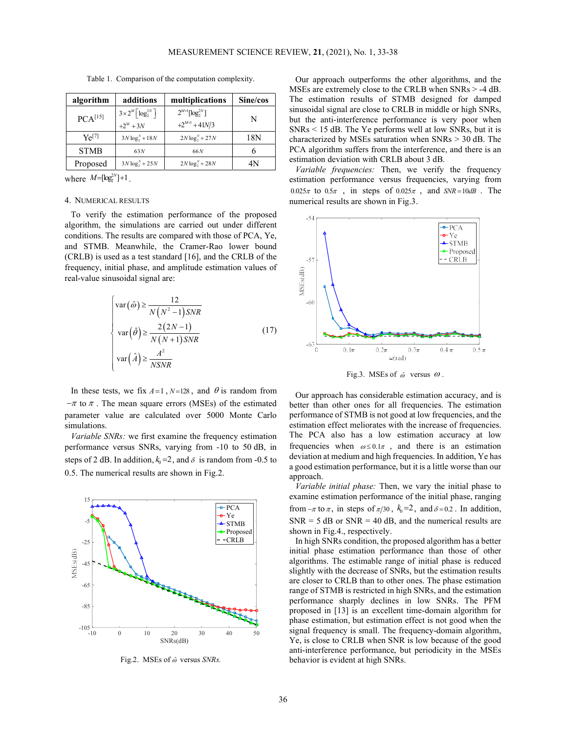Table 1. Comparison of the computation complexity.

| algorithm | additions | multiplications | Sine/cos |
|---|---|---|---|
| PCA[15] | $3\times 2^{M}\left[\log_2^{2N}\right]+2^{M}+3N$ | $2^{M+1}[\log_2^{2N}]+2^{M+1}+41N/3$ | N |
| Ye[7] | $3N\log_2^{N}+18N$ | $2N\log_2^{N}+27N$ | 18N |
| STMB | $63N$ | $66N$ | 6 |
| Proposed | $3N\log_2^{N}+25N$ | $2N\log_2^{N}+28N$ | 4N |

where $M=[\log_2^{2N}]+1$.

## 4. Numerical results

To verify the estimation performance of the proposed algorithm, the simulations are carried out under different conditions. The results are compared with those of PCA, Ye, and STMB. Meanwhile, the Cramer-Rao lower bound (CRLB) is used as a test standard [16], and the CRLB of the frequency, initial phase, and amplitude estimation values of real-value sinusoidal signal are:

$$\begin{cases} \operatorname{var}(\hat{\omega}) \geq \dfrac{12}{N(N^2-1)SNR} \\ \operatorname{var}(\hat{\theta}) \geq \dfrac{2(2N-1)}{N(N+1)SNR} \\ \operatorname{var}(\hat{A}) \geq \dfrac{A^2}{NSNR} \end{cases} \tag{17}$$

In these tests, we fix $A=1$, $N=128$, and $\theta$ is random from $-\pi$ to $\pi$. The mean square errors (MSEs) of the estimated parameter value are calculated over 5000 Monte Carlo simulations.

*Variable SNRs:* we first examine the frequency estimation performance versus SNRs, varying from -10 to 50 dB, in steps of 2 dB. In addition, $k_0=2$, and $\delta$ is random from -0.5 to 0.5. The numerical results are shown in Fig.2.

Fig.2. MSEs of $\hat{\omega}$ versus *SNRs*.

Our approach outperforms the other algorithms, and the MSEs are extremely close to the CRLB when SNRs > -4 dB. The estimation results of STMB designed for damped sinusoidal signal are close to CRLB in middle or high SNRs, but the anti-interference performance is very poor when SNRs < 15 dB. The Ye performs well at low SNRs, but it is characterized by MSEs saturation when SNRs > 30 dB. The PCA algorithm suffers from the interference, and there is an estimation deviation with CRLB about 3 dB.

*Variable frequencies:* Then, we verify the frequency estimation performance versus frequencies, varying from $0.025\pi$ to $0.5\pi$, in steps of $0.025\pi$, and $SNR=10dB$. The numerical results are shown in Fig.3.

Fig.3. MSEs of $\hat{\omega}$ versus $\omega$.

Our approach has considerable estimation accuracy, and is better than other ones for all frequencies. The estimation performance of STMB is not good at low frequencies, and the estimation effect meliorates with the increase of frequencies. The PCA also has a low estimation accuracy at low frequencies when $\omega \leq 0.1\pi$, and there is an estimation deviation at medium and high frequencies. In addition, Ye has a good estimation performance, but it is a little worse than our approach.

*Variable initial phase:* Then, we vary the initial phase to examine estimation performance of the initial phase, ranging from $-\pi$ to $\pi$, in steps of $\pi/30$, $k_0=2$, and $\delta=0.2$. In addition, SNR = 5 dB or SNR = 40 dB, and the numerical results are shown in Fig.4., respectively.

In high SNRs condition, the proposed algorithm has a better initial phase estimation performance than those of other algorithms. The estimable range of initial phase is reduced slightly with the decrease of SNRs, but the estimation results are closer to CRLB than to other ones. The phase estimation range of STMB is restricted in high SNRs, and the estimation performance sharply declines in low SNRs. The PFM proposed in [13] is an excellent time-domain algorithm for phase estimation, but estimation effect is not good when the signal frequency is small. The frequency-domain algorithm, Ye, is close to CRLB when SNR is low because of the good anti-interference performance, but periodicity in the MSEs behavior is evident at high SNRs.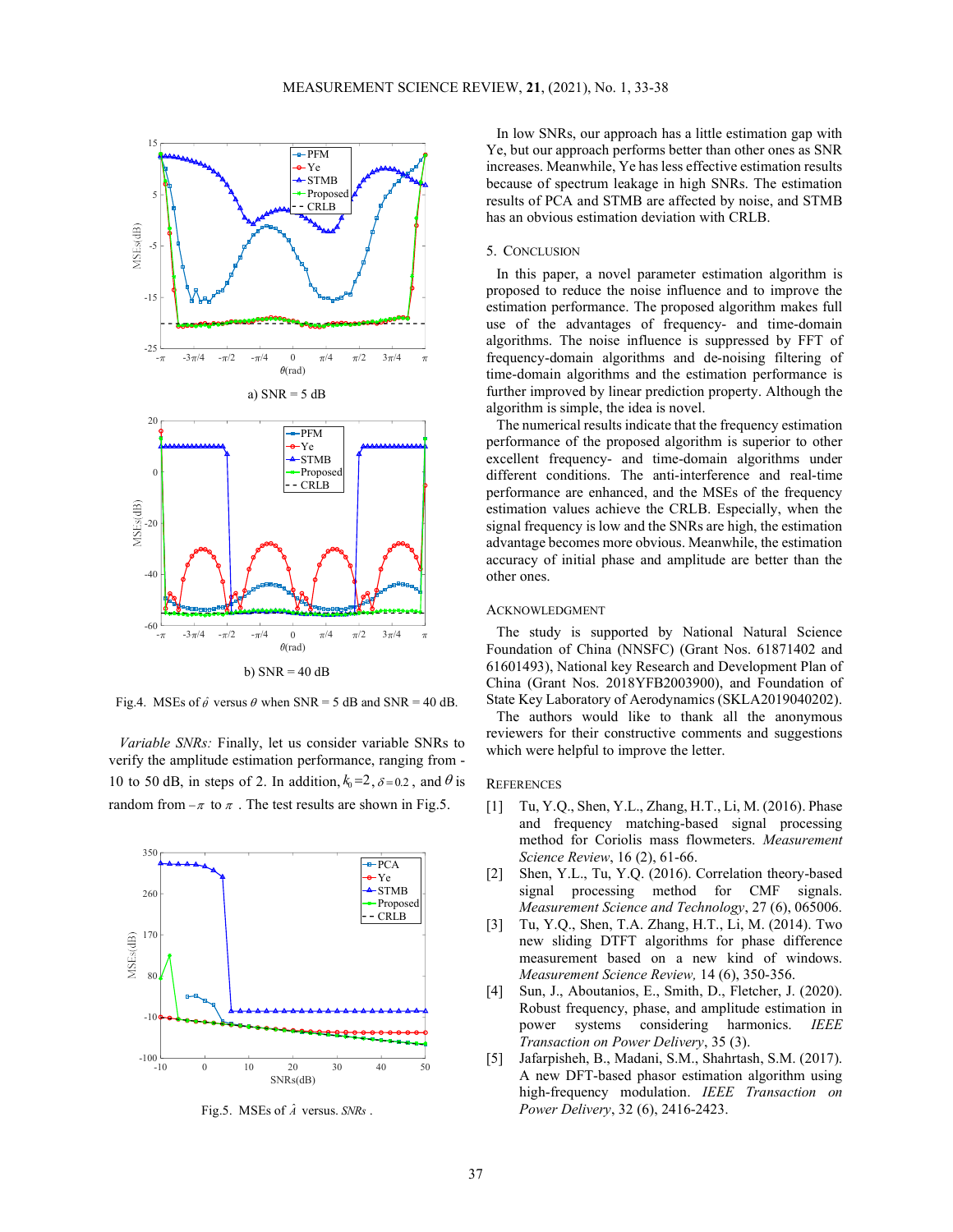a) SNR = 5 dB

b) SNR = 40 dB

Fig.4. MSEs of $\hat{\theta}$ versus $\theta$ when SNR = 5 dB and SNR = 40 dB.

*Variable SNRs:* Finally, let us consider variable SNRs to verify the amplitude estimation performance, ranging from -10 to 50 dB, in steps of 2. In addition, $k_0=2$, $\delta=0.2$, and $\theta$ is random from $-\pi$ to $\pi$. The test results are shown in Fig.5.

Fig.5. MSEs of $\hat{A}$ versus. *SNRs*.

In low SNRs, our approach has a little estimation gap with Ye, but our approach performs better than other ones as SNR increases. Meanwhile, Ye has less effective estimation results because of spectrum leakage in high SNRs. The estimation results of PCA and STMB are affected by noise, and STMB has an obvious estimation deviation with CRLB.

## 5. Conclusion

In this paper, a novel parameter estimation algorithm is proposed to reduce the noise influence and to improve the estimation performance. The proposed algorithm makes full use of the advantages of frequency- and time-domain algorithms. The noise influence is suppressed by FFT of frequency-domain algorithms and de-noising filtering of time-domain algorithms and the estimation performance is further improved by linear prediction property. Although the algorithm is simple, the idea is novel.

The numerical results indicate that the frequency estimation performance of the proposed algorithm is superior to other excellent frequency- and time-domain algorithms under different conditions. The anti-interference and real-time performance are enhanced, and the MSEs of the frequency estimation values achieve the CRLB. Especially, when the signal frequency is low and the SNRs are high, the estimation advantage becomes more obvious. Meanwhile, the estimation accuracy of initial phase and amplitude are better than the other ones.

## Acknowledgment

The study is supported by National Natural Science Foundation of China (NNSFC) (Grant Nos. 61871402 and 61601493), National key Research and Development Plan of China (Grant Nos. 2018YFB2003900), and Foundation of State Key Laboratory of Aerodynamics (SKLA2019040202).

The authors would like to thank all the anonymous reviewers for their constructive comments and suggestions which were helpful to improve the letter.

## References

[1] Tu, Y.Q., Shen, Y.L., Zhang, H.T., Li, M. (2016). Phase and frequency matching-based signal processing method for Coriolis mass flowmeters. *Measurement Science Review*, 16 (2), 61-66.

[2] Shen, Y.L., Tu, Y.Q. (2016). Correlation theory-based signal processing method for CMF signals. *Measurement Science and Technology*, 27 (6), 065006.

[3] Tu, Y.Q., Shen, T.A. Zhang, H.T., Li, M. (2014). Two new sliding DTFT algorithms for phase difference measurement based on a new kind of windows. *Measurement Science Review,* 14 (6), 350-356.

[4] Sun, J., Aboutanios, E., Smith, D., Fletcher, J. (2020). Robust frequency, phase, and amplitude estimation in power systems considering harmonics. *IEEE Transaction on Power Delivery*, 35 (3).

[5] Jafarpisheh, B., Madani, S.M., Shahrtash, S.M. (2017). A new DFT-based phasor estimation algorithm using high-frequency modulation. *IEEE Transaction on Power Delivery*, 32 (6), 2416-2423.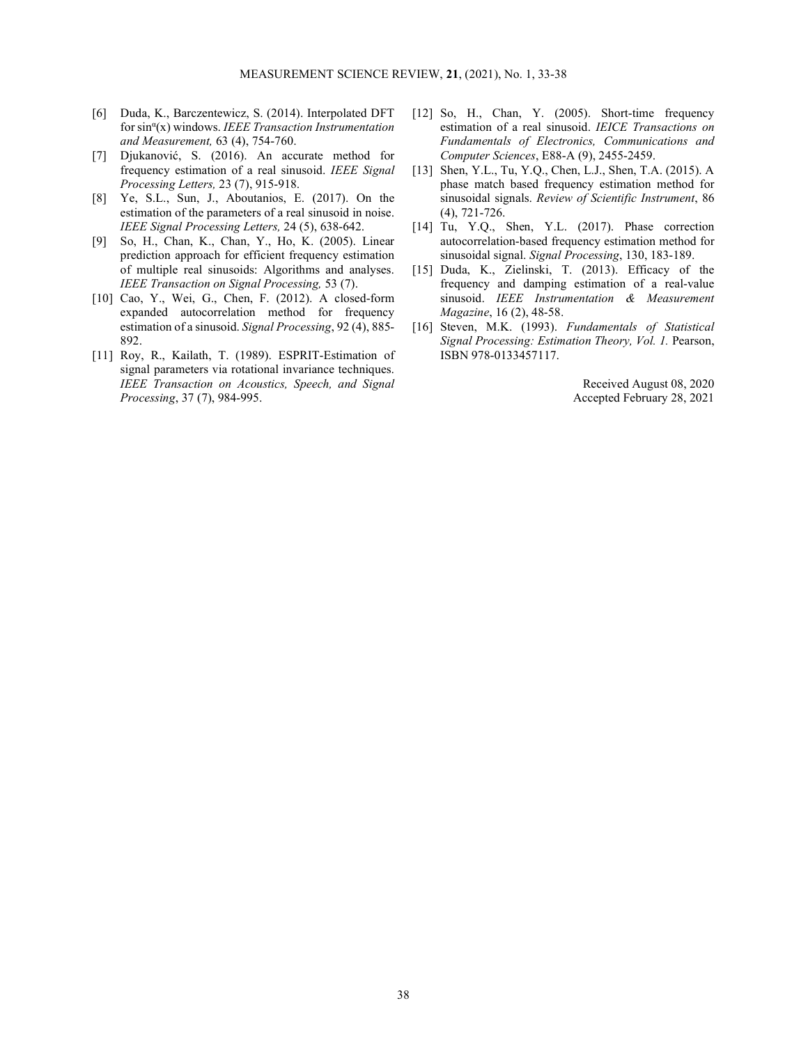[6] Duda, K., Barczentewicz, S. (2014). Interpolated DFT for $\sin^{\alpha}(x)$ windows. *IEEE Transaction Instrumentation and Measurement,* 63 (4), 754-760.

[7] Djukanović, S. (2016). An accurate method for frequency estimation of a real sinusoid. *IEEE Signal Processing Letters,* 23 (7), 915-918.

[8] Ye, S.L., Sun, J., Aboutanios, E. (2017). On the estimation of the parameters of a real sinusoid in noise. *IEEE Signal Processing Letters,* 24 (5), 638-642.

[9] So, H., Chan, K., Chan, Y., Ho, K. (2005). Linear prediction approach for efficient frequency estimation of multiple real sinusoids: Algorithms and analyses. *IEEE Transaction on Signal Processing,* 53 (7).

[10] Cao, Y., Wei, G., Chen, F. (2012). A closed-form expanded autocorrelation method for frequency estimation of a sinusoid. *Signal Processing*, 92 (4), 885-892.

[11] Roy, R., Kailath, T. (1989). ESPRIT-Estimation of signal parameters via rotational invariance techniques. *IEEE Transaction on Acoustics, Speech, and Signal Processing*, 37 (7), 984-995.

[12] So, H., Chan, Y. (2005). Short-time frequency estimation of a real sinusoid. *IEICE Transactions on Fundamentals of Electronics, Communications and Computer Sciences*, E88-A (9), 2455-2459.

[13] Shen, Y.L., Tu, Y.Q., Chen, L.J., Shen, T.A. (2015). A phase match based frequency estimation method for sinusoidal signals. *Review of Scientific Instrument*, 86 (4), 721-726.

[14] Tu, Y.Q., Shen, Y.L. (2017). Phase correction autocorrelation-based frequency estimation method for sinusoidal signal. *Signal Processing*, 130, 183-189.

[15] Duda, K., Zielinski, T. (2013). Efficacy of the frequency and damping estimation of a real-value sinusoid. *IEEE Instrumentation & Measurement Magazine*, 16 (2), 48-58.

[16] Steven, M.K. (1993). *Fundamentals of Statistical Signal Processing: Estimation Theory, Vol. 1.* Pearson, ISBN 978-0133457117.

Received August 08, 2020
Accepted February 28, 2021